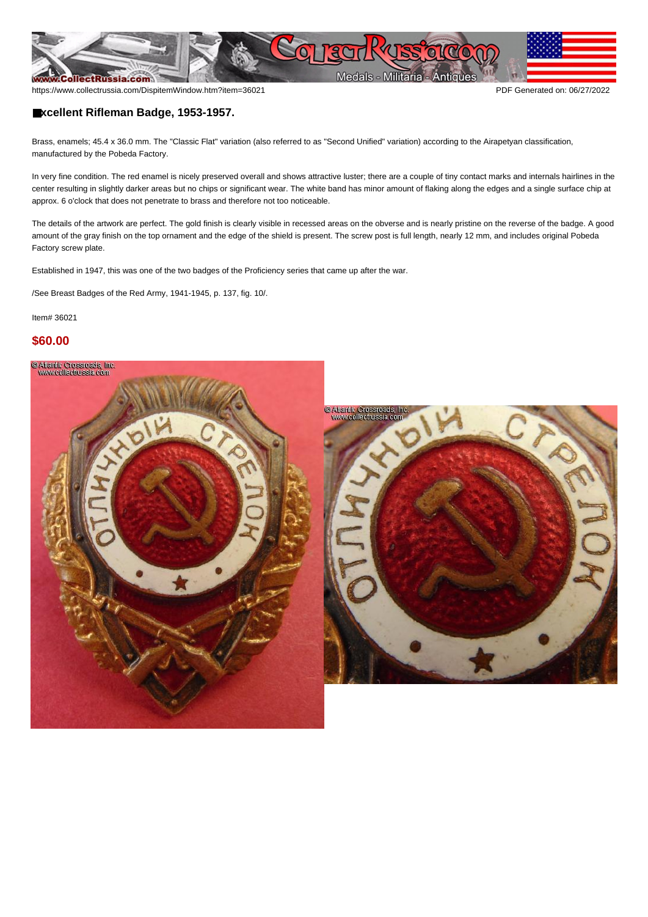# Excellent Rifleman Badge, 1953-1957.

Brass, enamels; 45.4 x 36.0 mm. The "Classic Flat" variation (also referred to as "Second Unified" variation) according to the Airapetyan classification, manufactured by the Pobeda Factory.

In very fine condition. The red enamel is nicely preserved overall and shows attractive luster; there are a couple of tiny contact marks and internals hairlines in the center resulting in slightly darker areas but no chips or significant wear. The white band has minor amount of flaking along the edges and a single surface chip at approx. 6 o'clock that does not penetrate to brass and therefore not too noticeable.

The details of the artwork are perfect. The gold finish is clearly visible in recessed areas on the obverse and is nearly pristine on the reverse of the badge. A good amount of the gray finish on the top ornament and the edge of the shield is present. The screw post is full length, nearly 12 mm, and includes original Pobeda Factory screw plate.

Established in 1947, this was one of the two badges of the Proficiency series that came up after the war.

/See Breast Badges of the Red Army, 1941-1945, p. 137, fig. 10/.

Item# 36021

**$60.00**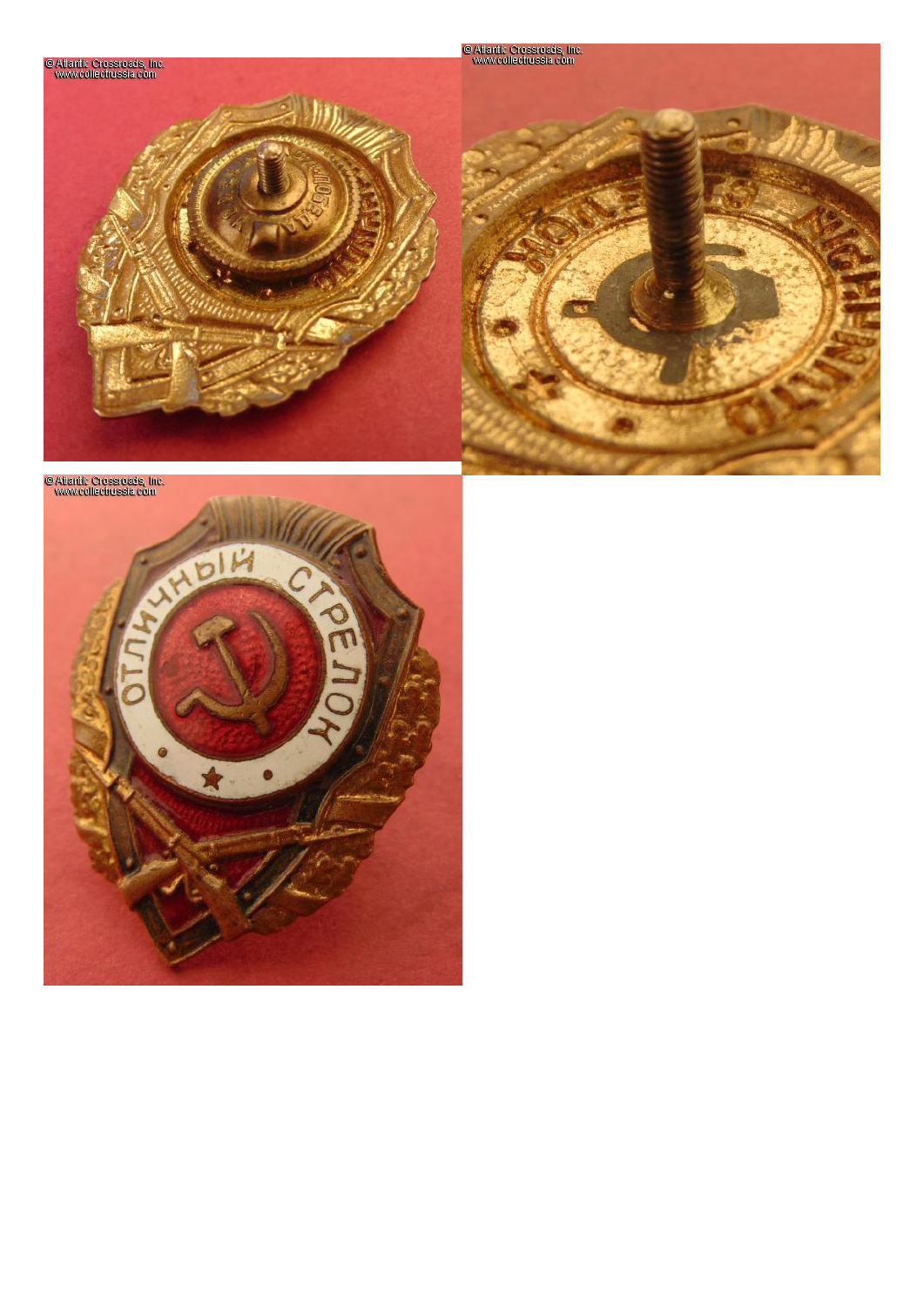© Atlantic Crossroads, Inc.
www.collectrussia.com

© Atlantic Crossroads, Inc.
www.collectrussia.com

© Atlantic Crossroads, Inc.
www.collectrussia.com